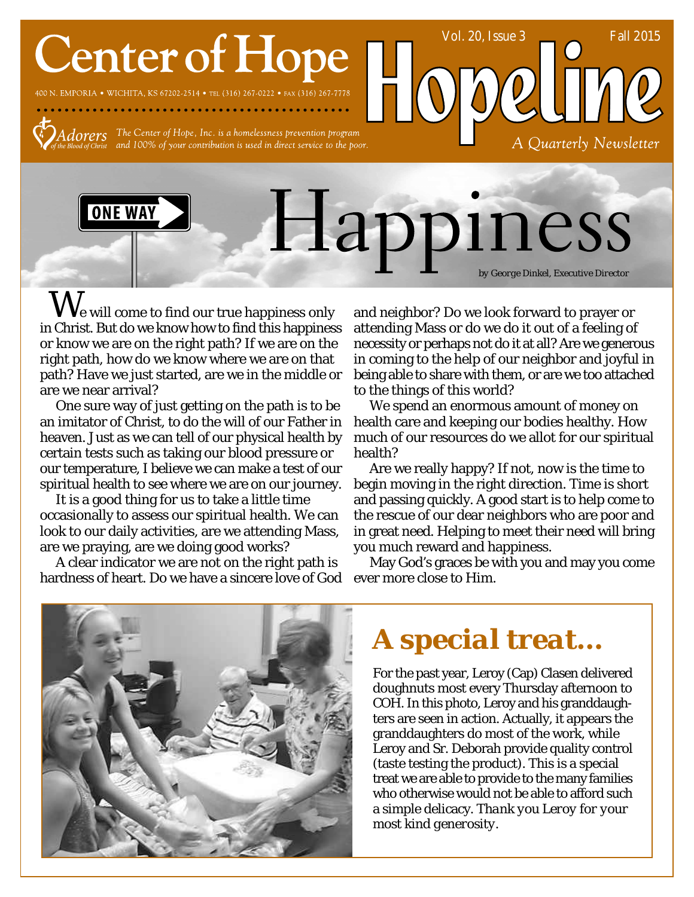# Center of Hope

400 N. EMPORIA • WICHITA, KS 67202-2514 • TEL (316) 267-0222 • FAX (316) 267-7778

Adorers of the Blood of Christ

*The Center of Hope, Inc. is a homelessness prevention program and 100% of your contribution is used in direct service to the poor.*

# Hopeline

Vol. 20, Issue 3 — Fall 2015

*A Quarterly Newsletter*

ONE WAY

## Happiness

*by George Dinkel, Executive Director*

We will come to find our true happiness only in Christ. But do we know how to find this happiness or know we are on the right path? If we are on the right path, how do we know where we are on that path? Have we just started, are we in the middle or are we near arrival?

One sure way of just getting on the path is to be an imitator of Christ, to do the will of our Father in heaven. Just as we can tell of our physical health by certain tests such as taking our blood pressure or our temperature, I believe we can make a test of our spiritual health to see where we are on our journey.

It is a good thing for us to take a little time occasionally to assess our spiritual health. We can look to our daily activities, are we attending Mass, are we praying, are we doing good works?

A clear indicator we are not on the right path is hardness of heart. Do we have a sincere love of God and neighbor? Do we look forward to prayer or attending Mass or do we do it out of a feeling of necessity or perhaps not do it at all? Are we generous in coming to the help of our neighbor and joyful in being able to share with them, or are we too attached to the things of this world?

We spend an enormous amount of money on health care and keeping our bodies healthy. How much of our resources do we allot for our spiritual health?

Are we really happy? If not, now is the time to begin moving in the right direction. Time is short and passing quickly. A good start is to help come to the rescue of our dear neighbors who are poor and in great need. Helping to meet their need will bring you much reward and happiness.

May God's graces be with you and may you come ever more close to Him.

## A special treat…

For the past year, Leroy (Cap) Clasen delivered doughnuts most every Thursday afternoon to COH. In this photo, Leroy and his granddaughters are seen in action. Actually, it appears the granddaughters do most of the work, while Leroy and Sr. Deborah provide quality control (taste testing the product). This is a special treat we are able to provide to the many families who otherwise would not be able to afford such a simple delicacy. *Thank you Leroy for your most kind generosity.*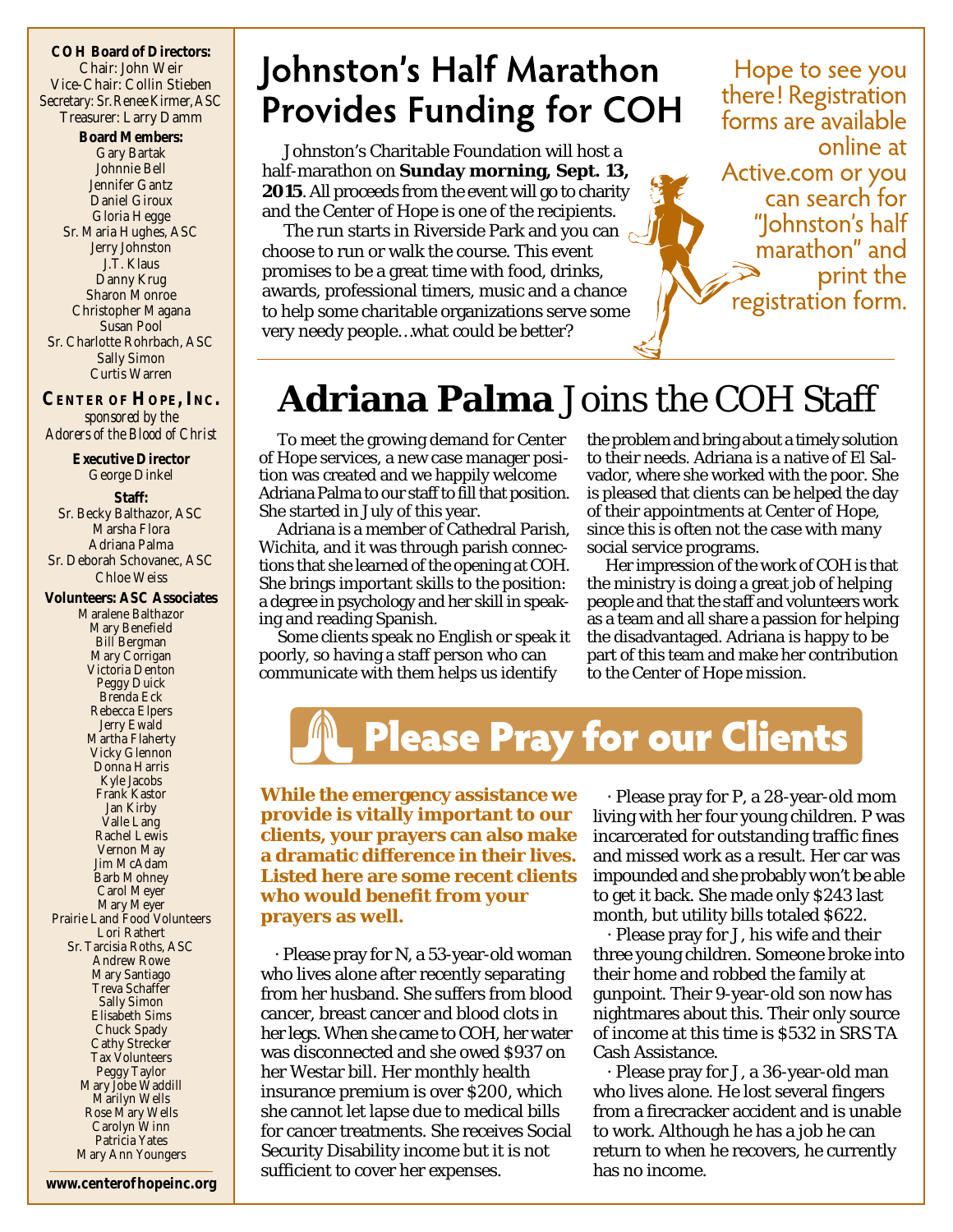**COH Board of Directors:**
Chair: John Weir
Vice-Chair: Collin Stieben
Secretary: Sr. Renee Kirmer, ASC
Treasurer: Larry Damm

**Board Members:**
Gary Bartak
Johnnie Bell
Jennifer Gantz
Daniel Giroux
Gloria Hegge
Sr. Maria Hughes, ASC
Jerry Johnston
J.T. Klaus
Danny Krug
Sharon Monroe
Christopher Magana
Susan Pool
Sr. Charlotte Rohrbach, ASC
Sally Simon
Curtis Warren

**CENTER OF HOPE, INC.**
*sponsored by the Adorers of the Blood of Christ*

**Executive Director**
George Dinkel

**Staff:**
Sr. Becky Balthazor, ASC
Marsha Flora
Adriana Palma
Sr. Deborah Schovanec, ASC
Chloe Weiss

**Volunteers: ASC Associates**
Maralene Balthazor
Mary Benefield
Bill Bergman
Mary Corrigan
Victoria Denton
Peggy Duick
Brenda Eck
Rebecca Elpers
Jerry Ewald
Martha Flaherty
Vicky Glennon
Donna Harris
Kyle Jacobs
Frank Kastor
Jan Kirby
Valle Lang
Rachel Lewis
Vernon May
Jim McAdam
Barb Mohney
Carol Meyer
Mary Meyer
Prairie Land Food Volunteers
Lori Rathert
Sr. Tarcisia Roths, ASC
Andrew Rowe
Mary Santiago
Treva Schaffer
Sally Simon
Elisabeth Sims
Chuck Spady
Cathy Strecker
Tax Volunteers
Peggy Taylor
Mary Jobe Waddill
Marilyn Wells
Rose Mary Wells
Carolyn Winn
Patricia Yates
Mary Ann Youngers

**www.centerofhopeinc.org**

# Johnston's Half Marathon Provides Funding for COH

Johnston's Charitable Foundation will host a half-marathon on **Sunday morning, Sept. 13, 2015**. All proceeds from the event will go to charity and the Center of Hope is one of the recipients.

The run starts in Riverside Park and you can choose to run or walk the course. This event promises to be a great time with food, drinks, awards, professional timers, music and a chance to help some charitable organizations serve some very needy people…what could be better?

Hope to see you there! Registration forms are available online at Active.com or you can search for "Johnston's half marathon" and print the registration form.

# **Adriana Palma** Joins the COH Staff

To meet the growing demand for Center of Hope services, a new case manager position was created and we happily welcome Adriana Palma to our staff to fill that position. She started in July of this year.

Adriana is a member of Cathedral Parish, Wichita, and it was through parish connections that she learned of the opening at COH. She brings important skills to the position: a degree in psychology and her skill in speaking and reading Spanish.

Some clients speak no English or speak it poorly, so having a staff person who can communicate with them helps us identify the problem and bring about a timely solution to their needs. Adriana is a native of El Salvador, where she worked with the poor. She is pleased that clients can be helped the day of their appointments at Center of Hope, since this is often not the case with many social service programs.

Her impression of the work of COH is that the ministry is doing a great job of helping people and that the staff and volunteers work as a team and all share a passion for helping the disadvantaged. Adriana is happy to be part of this team and make her contribution to the Center of Hope mission.

# Please Pray for our Clients

**While the emergency assistance we provide is vitally important to our clients, your prayers can also make a dramatic difference in their lives. Listed here are some recent clients who would benefit from your prayers as well.**

· Please pray for N, a 53-year-old woman who lives alone after recently separating from her husband. She suffers from blood cancer, breast cancer and blood clots in her legs. When she came to COH, her water was disconnected and she owed $937 on her Westar bill. Her monthly health insurance premium is over $200, which she cannot let lapse due to medical bills for cancer treatments. She receives Social Security Disability income but it is not sufficient to cover her expenses.

· Please pray for P, a 28-year-old mom living with her four young children. P was incarcerated for outstanding traffic fines and missed work as a result. Her car was impounded and she probably won't be able to get it back. She made only $243 last month, but utility bills totaled $622.

· Please pray for J, his wife and their three young children. Someone broke into their home and robbed the family at gunpoint. Their 9-year-old son now has nightmares about this. Their only source of income at this time is $532 in SRS TA Cash Assistance.

· Please pray for J, a 36-year-old man who lives alone. He lost several fingers from a firecracker accident and is unable to work. Although he has a job he can return to when he recovers, he currently has no income.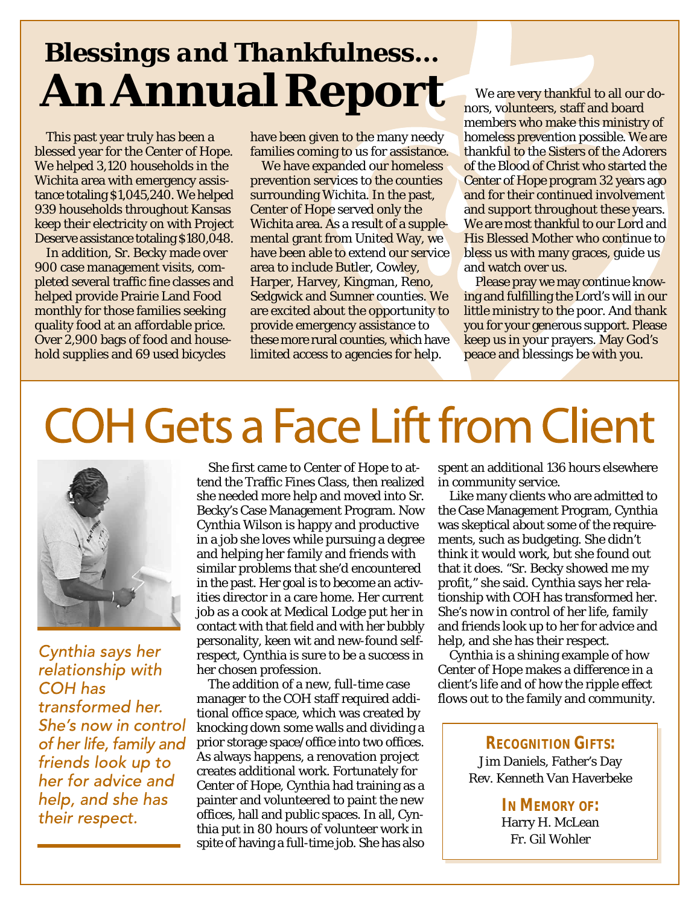# Blessings and Thankfulness…
# An Annual Report

This past year truly has been a blessed year for the Center of Hope. We helped 3,120 households in the Wichita area with emergency assistance totaling $1,045,240. We helped 939 households throughout Kansas keep their electricity on with Project Deserve assistance totaling $180,048.

In addition, Sr. Becky made over 900 case management visits, completed several traffic fine classes and helped provide Prairie Land Food monthly for those families seeking quality food at an affordable price. Over 2,900 bags of food and household supplies and 69 used bicycles have been given to the many needy families coming to us for assistance.

We have expanded our homeless prevention services to the counties surrounding Wichita. In the past, Center of Hope served only the Wichita area. As a result of a supplemental grant from United Way, we have been able to extend our service area to include Butler, Cowley, Harper, Harvey, Kingman, Reno, Sedgwick and Sumner counties. We are excited about the opportunity to provide emergency assistance to these more rural counties, which have limited access to agencies for help.

We are very thankful to all our donors, volunteers, staff and board members who make this ministry of homeless prevention possible. We are thankful to the Sisters of the Adorers of the Blood of Christ who started the Center of Hope program 32 years ago and for their continued involvement and support throughout these years. We are most thankful to our Lord and His Blessed Mother who continue to bless us with many graces, guide us and watch over us.

Please pray we may continue knowing and fulfilling the Lord's will in our little ministry to the poor. And thank you for your generous support. Please keep us in your prayers. May God's peace and blessings be with you.

# COH Gets a Face Lift from Client

*Cynthia says her relationship with COH has transformed her. She's now in control of her life, family and friends look up to her for advice and help, and she has their respect.*

She first came to Center of Hope to attend the Traffic Fines Class, then realized she needed more help and moved into Sr. Becky's Case Management Program. Now Cynthia Wilson is happy and productive in a job she loves while pursuing a degree and helping her family and friends with similar problems that she'd encountered in the past. Her goal is to become an activities director in a care home. Her current job as a cook at Medical Lodge put her in contact with that field and with her bubbly personality, keen wit and new-found self-respect, Cynthia is sure to be a success in her chosen profession.

The addition of a new, full-time case manager to the COH staff required additional office space, which was created by knocking down some walls and dividing a prior storage space/office into two offices. As always happens, a renovation project creates additional work. Fortunately for Center of Hope, Cynthia had training as a painter and volunteered to paint the new offices, hall and public spaces. In all, Cynthia put in 80 hours of volunteer work in spite of having a full-time job. She has also spent an additional 136 hours elsewhere in community service.

Like many clients who are admitted to the Case Management Program, Cynthia was skeptical about some of the requirements, such as budgeting. She didn't think it would work, but she found out that it does. "Sr. Becky showed me my profit," she said. Cynthia says her relationship with COH has transformed her. She's now in control of her life, family and friends look up to her for advice and help, and she has their respect.

Cynthia is a shining example of how Center of Hope makes a difference in a client's life and of how the ripple effect flows out to the family and community.

**RECOGNITION GIFTS:**
Jim Daniels, Father's Day
Rev. Kenneth Van Haverbeke

**IN MEMORY OF:**
Harry H. McLean
Fr. Gil Wohler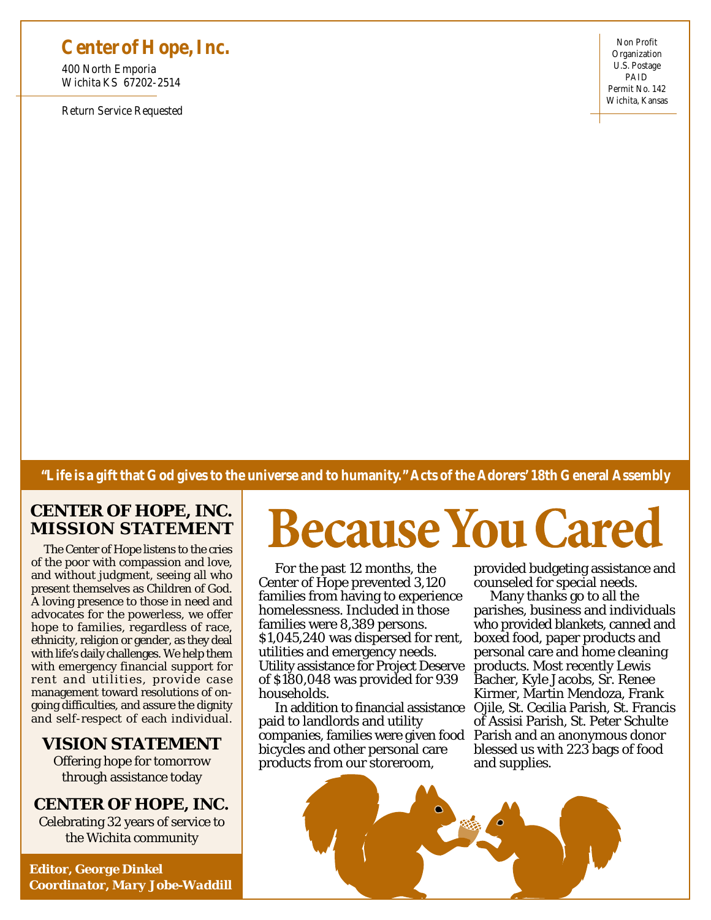**Center of Hope, Inc.**

400 North Emporia
Wichita KS 67202-2514

Return Service Requested

Non Profit
Organization
U.S. Postage
PAID
Permit No. 142
Wichita, Kansas

**"Life is a gift that God gives to the universe and to humanity." Acts of the Adorers' 18th General Assembly**

## CENTER OF HOPE, INC. MISSION STATEMENT

The Center of Hope listens to the cries of the poor with compassion and love, and without judgment, seeing all who present themselves as Children of God. A loving presence to those in need and advocates for the powerless, we offer hope to families, regardless of race, ethnicity, religion or gender, as they deal with life's daily challenges. We help them with emergency financial support for rent and utilities, provide case management toward resolutions of on-going difficulties, and assure the dignity and self-respect of each individual.

## VISION STATEMENT

Offering hope for tomorrow through assistance today

## CENTER OF HOPE, INC.

Celebrating 32 years of service to the Wichita community

***Editor, George Dinkel***
***Coordinator, Mary Jobe-Waddill***

# Because You Cared

For the past 12 months, the Center of Hope prevented 3,120 families from having to experience homelessness. Included in those families were 8,389 persons. $1,045,240 was dispersed for rent, utilities and emergency needs. Utility assistance for Project Deserve of $180,048 was provided for 939 households.

In addition to financial assistance paid to landlords and utility companies, families were given food bicycles and other personal care products from our storeroom, provided budgeting assistance and counseled for special needs.

Many thanks go to all the parishes, business and individuals who provided blankets, canned and boxed food, paper products and personal care and home cleaning products. Most recently Lewis Bacher, Kyle Jacobs, Sr. Renee Kirmer, Martin Mendoza, Frank Ojile, St. Cecilia Parish, St. Francis of Assisi Parish, St. Peter Schulte Parish and an anonymous donor blessed us with 223 bags of food and supplies.